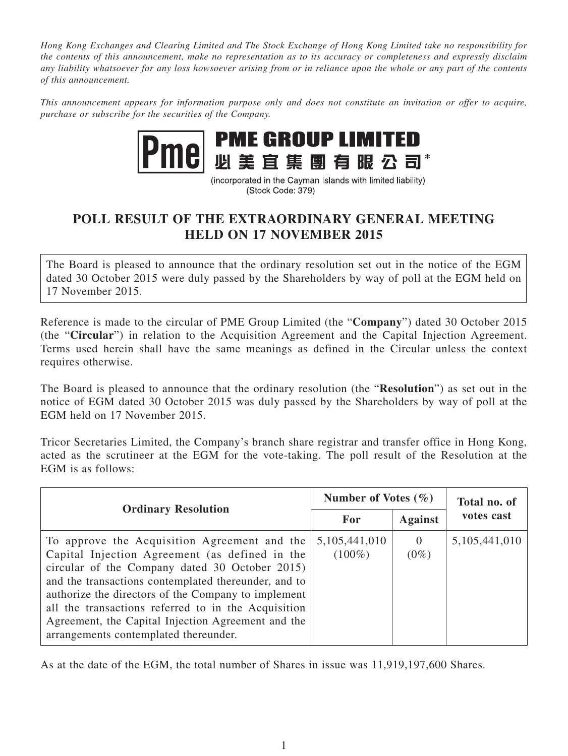*Hong Kong Exchanges and Clearing Limited and The Stock Exchange of Hong Kong Limited take no responsibility for the contents of this announcement, make no representation as to its accuracy or completeness and expressly disclaim any liability whatsoever for any loss howsoever arising from or in reliance upon the whole or any part of the contents of this announcement.*

*This announcement appears for information purpose only and does not constitute an invitation or offer to acquire, purchase or subscribe for the securities of the Company.*

# PME GROUP LIMITED
# 必美宜集團有限公司*

(incorporated in the Cayman Islands with limited liability)
(Stock Code: 379)

## POLL RESULT OF THE EXTRAORDINARY GENERAL MEETING HELD ON 17 NOVEMBER 2015

The Board is pleased to announce that the ordinary resolution set out in the notice of the EGM dated 30 October 2015 were duly passed by the Shareholders by way of poll at the EGM held on 17 November 2015.

Reference is made to the circular of PME Group Limited (the "**Company**") dated 30 October 2015 (the "**Circular**") in relation to the Acquisition Agreement and the Capital Injection Agreement. Terms used herein shall have the same meanings as defined in the Circular unless the context requires otherwise.

The Board is pleased to announce that the ordinary resolution (the "**Resolution**") as set out in the notice of EGM dated 30 October 2015 was duly passed by the Shareholders by way of poll at the EGM held on 17 November 2015.

Tricor Secretaries Limited, the Company's branch share registrar and transfer office in Hong Kong, acted as the scrutineer at the EGM for the vote-taking. The poll result of the Resolution at the EGM is as follows:

| Ordinary Resolution | Number of Votes (%) | | Total no. of votes cast |
|---|---|---|---|
| | For | Against | |
| To approve the Acquisition Agreement and the Capital Injection Agreement (as defined in the circular of the Company dated 30 October 2015) and the transactions contemplated thereunder, and to authorize the directors of the Company to implement all the transactions referred to in the Acquisition Agreement, the Capital Injection Agreement and the arrangements contemplated thereunder. | 5,105,441,010 (100%) | 0 (0%) | 5,105,441,010 |

As at the date of the EGM, the total number of Shares in issue was 11,919,197,600 Shares.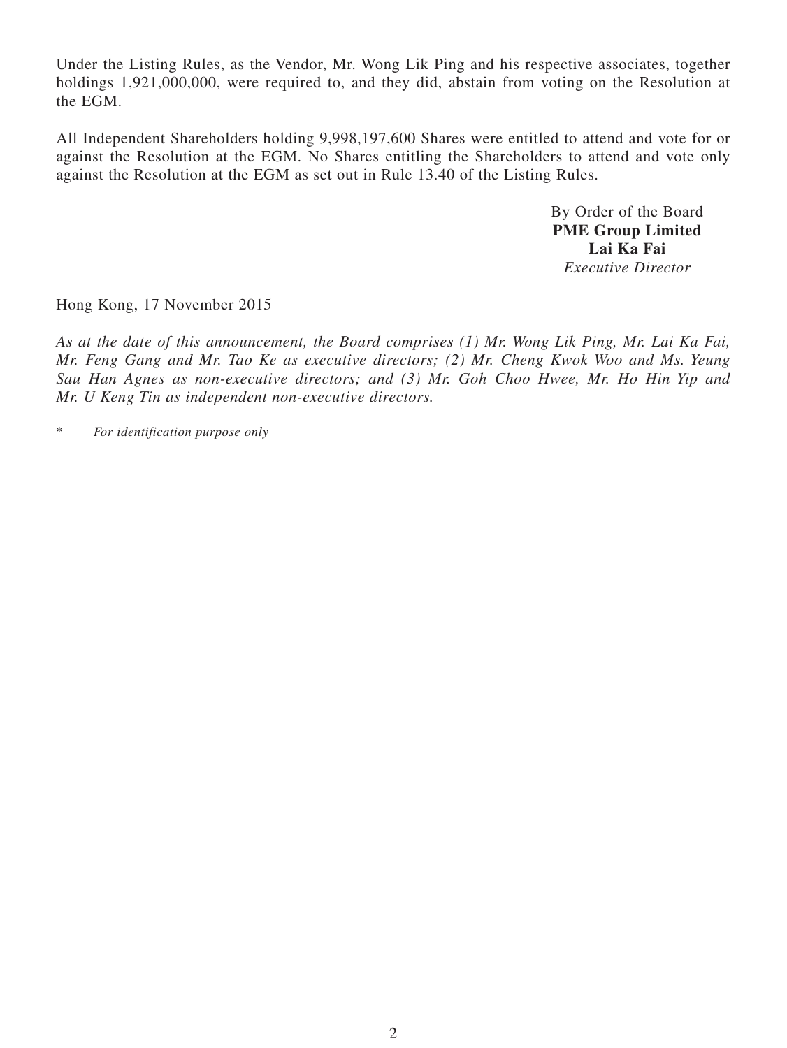Under the Listing Rules, as the Vendor, Mr. Wong Lik Ping and his respective associates, together holdings 1,921,000,000, were required to, and they did, abstain from voting on the Resolution at the EGM.

All Independent Shareholders holding 9,998,197,600 Shares were entitled to attend and vote for or against the Resolution at the EGM. No Shares entitling the Shareholders to attend and vote only against the Resolution at the EGM as set out in Rule 13.40 of the Listing Rules.

By Order of the Board
**PME Group Limited**
**Lai Ka Fai**
*Executive Director*

Hong Kong, 17 November 2015

*As at the date of this announcement, the Board comprises (1) Mr. Wong Lik Ping, Mr. Lai Ka Fai, Mr. Feng Gang and Mr. Tao Ke as executive directors; (2) Mr. Cheng Kwok Woo and Ms. Yeung Sau Han Agnes as non-executive directors; and (3) Mr. Goh Choo Hwee, Mr. Ho Hin Yip and Mr. U Keng Tin as independent non-executive directors.*

\* *For identification purpose only*